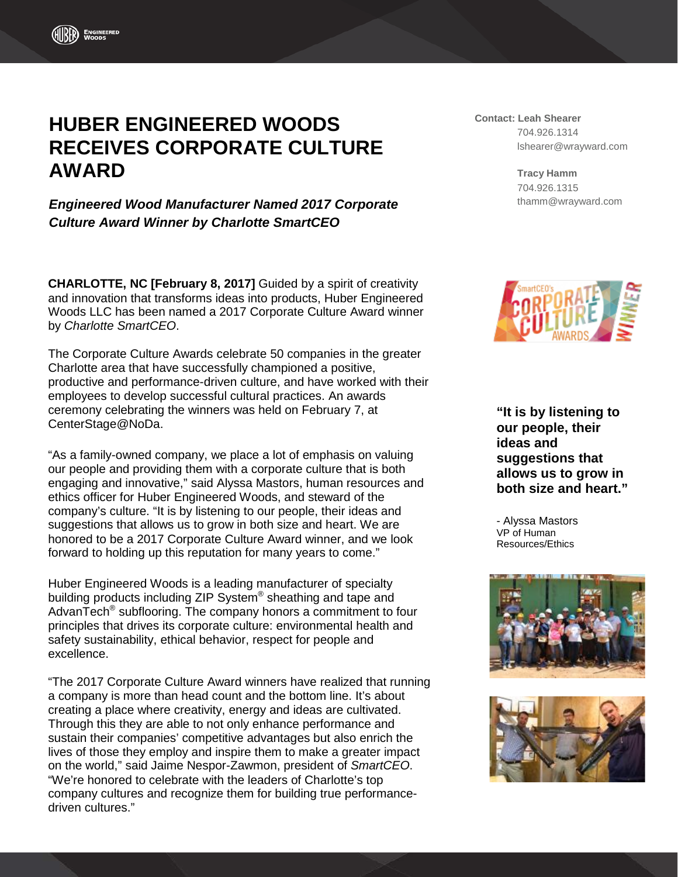# HUBER ENGINEERED WOODS RECEIVES CORPORATE CULTURE AWARD

***Engineered Wood Manufacturer Named 2017 Corporate Culture Award Winner by Charlotte SmartCEO***

**Contact: Leah Shearer**
704.926.1314
lshearer@wrayward.com

**Tracy Hamm**
704.926.1315
thamm@wrayward.com

**CHARLOTTE, NC [February 8, 2017]** Guided by a spirit of creativity and innovation that transforms ideas into products, Huber Engineered Woods LLC has been named a 2017 Corporate Culture Award winner by *Charlotte SmartCEO*.

The Corporate Culture Awards celebrate 50 companies in the greater Charlotte area that have successfully championed a positive, productive and performance-driven culture, and have worked with their employees to develop successful cultural practices. An awards ceremony celebrating the winners was held on February 7, at CenterStage@NoDa.

"As a family-owned company, we place a lot of emphasis on valuing our people and providing them with a corporate culture that is both engaging and innovative," said Alyssa Mastors, human resources and ethics officer for Huber Engineered Woods, and steward of the company's culture. "It is by listening to our people, their ideas and suggestions that allows us to grow in both size and heart. We are honored to be a 2017 Corporate Culture Award winner, and we look forward to holding up this reputation for many years to come."

> **"It is by listening to our people, their ideas and suggestions that allows us to grow in both size and heart."**
>
> \- Alyssa Mastors
> VP of Human Resources/Ethics

Huber Engineered Woods is a leading manufacturer of specialty building products including ZIP System® sheathing and tape and AdvanTech® subflooring. The company honors a commitment to four principles that drives its corporate culture: environmental health and safety sustainability, ethical behavior, respect for people and excellence.

"The 2017 Corporate Culture Award winners have realized that running a company is more than head count and the bottom line. It's about creating a place where creativity, energy and ideas are cultivated. Through this they are able to not only enhance performance and sustain their companies' competitive advantages but also enrich the lives of those they employ and inspire them to make a greater impact on the world," said Jaime Nespor-Zawmon, president of *SmartCEO*. "We're honored to celebrate with the leaders of Charlotte's top company cultures and recognize them for building true performance-driven cultures."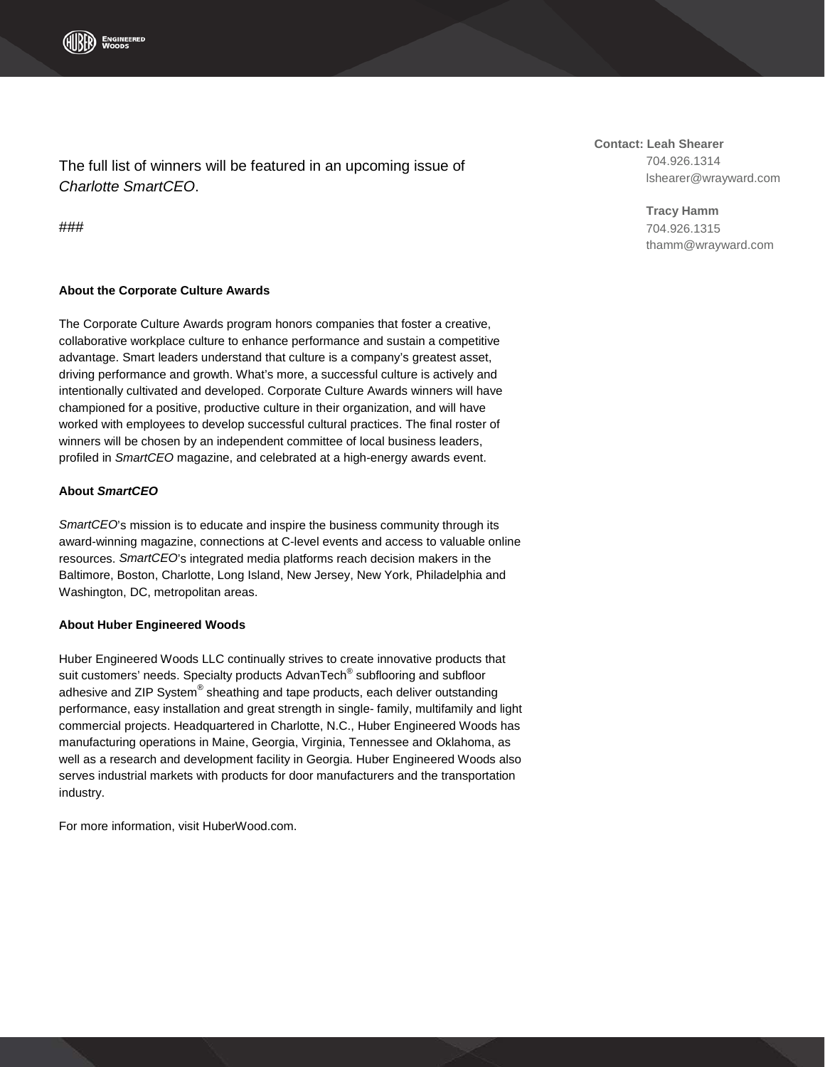**Contact:** **Leah Shearer**
704.926.1314
lshearer@wrayward.com

**Tracy Hamm**
704.926.1315
thamm@wrayward.com

The full list of winners will be featured in an upcoming issue of *Charlotte SmartCEO*.

###

**About the Corporate Culture Awards**

The Corporate Culture Awards program honors companies that foster a creative, collaborative workplace culture to enhance performance and sustain a competitive advantage. Smart leaders understand that culture is a company's greatest asset, driving performance and growth. What's more, a successful culture is actively and intentionally cultivated and developed. Corporate Culture Awards winners will have championed for a positive, productive culture in their organization, and will have worked with employees to develop successful cultural practices. The final roster of winners will be chosen by an independent committee of local business leaders, profiled in *SmartCEO* magazine, and celebrated at a high-energy awards event.

**About *SmartCEO***

*SmartCEO*'s mission is to educate and inspire the business community through its award-winning magazine, connections at C-level events and access to valuable online resources. *SmartCEO*'s integrated media platforms reach decision makers in the Baltimore, Boston, Charlotte, Long Island, New Jersey, New York, Philadelphia and Washington, DC, metropolitan areas.

**About Huber Engineered Woods**

Huber Engineered Woods LLC continually strives to create innovative products that suit customers' needs. Specialty products AdvanTech® subflooring and subfloor adhesive and ZIP System® sheathing and tape products, each deliver outstanding performance, easy installation and great strength in single- family, multifamily and light commercial projects. Headquartered in Charlotte, N.C., Huber Engineered Woods has manufacturing operations in Maine, Georgia, Virginia, Tennessee and Oklahoma, as well as a research and development facility in Georgia. Huber Engineered Woods also serves industrial markets with products for door manufacturers and the transportation industry.

For more information, visit HuberWood.com.